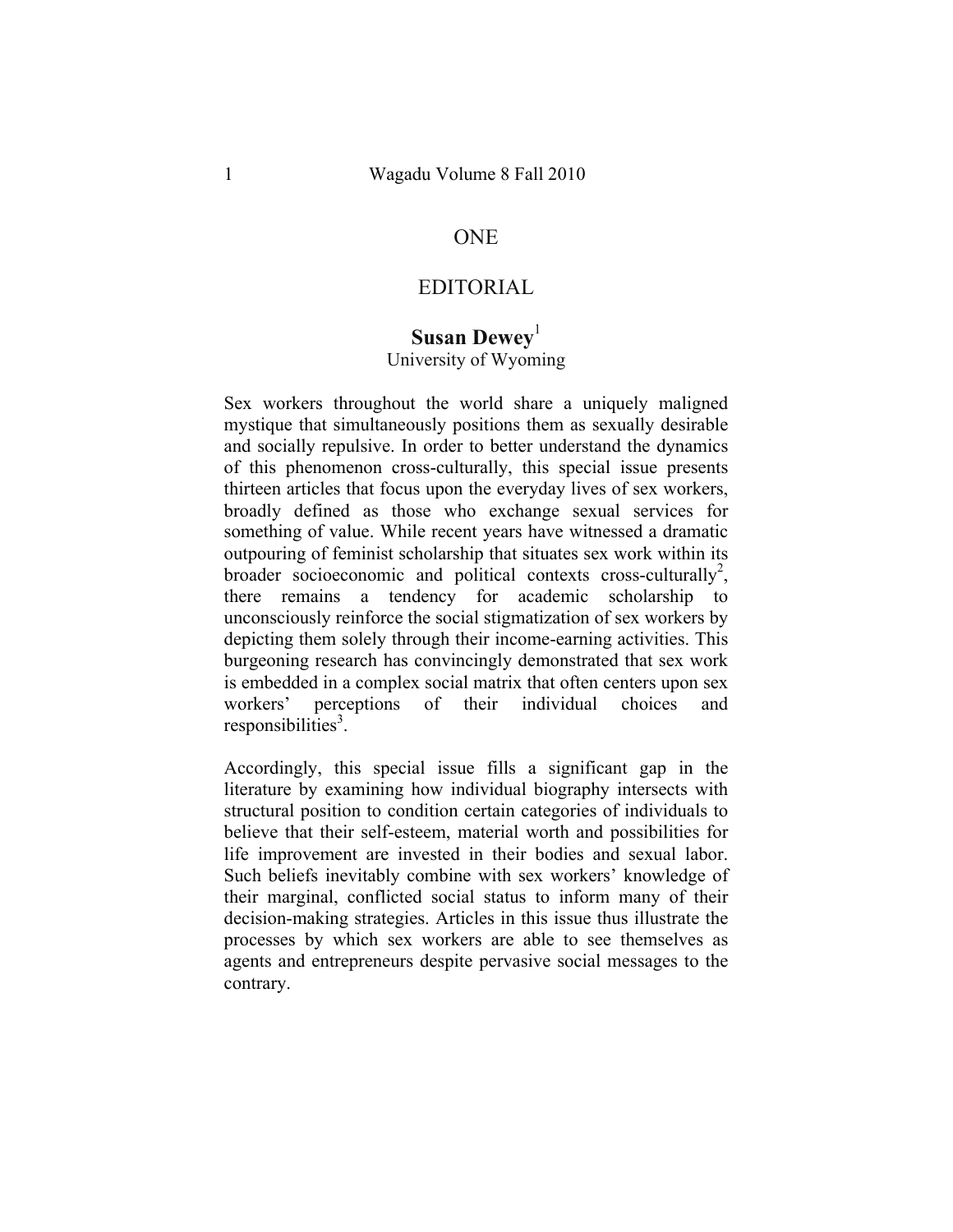# ONE

# EDITORIAL

**Susan Dewey**[1]
University of Wyoming

Sex workers throughout the world share a uniquely maligned mystique that simultaneously positions them as sexually desirable and socially repulsive. In order to better understand the dynamics of this phenomenon cross-culturally, this special issue presents thirteen articles that focus upon the everyday lives of sex workers, broadly defined as those who exchange sexual services for something of value. While recent years have witnessed a dramatic outpouring of feminist scholarship that situates sex work within its broader socioeconomic and political contexts cross-culturally[2], there remains a tendency for academic scholarship to unconsciously reinforce the social stigmatization of sex workers by depicting them solely through their income-earning activities. This burgeoning research has convincingly demonstrated that sex work is embedded in a complex social matrix that often centers upon sex workers' perceptions of their individual choices and responsibilities[3].

Accordingly, this special issue fills a significant gap in the literature by examining how individual biography intersects with structural position to condition certain categories of individuals to believe that their self-esteem, material worth and possibilities for life improvement are invested in their bodies and sexual labor. Such beliefs inevitably combine with sex workers' knowledge of their marginal, conflicted social status to inform many of their decision-making strategies. Articles in this issue thus illustrate the processes by which sex workers are able to see themselves as agents and entrepreneurs despite pervasive social messages to the contrary.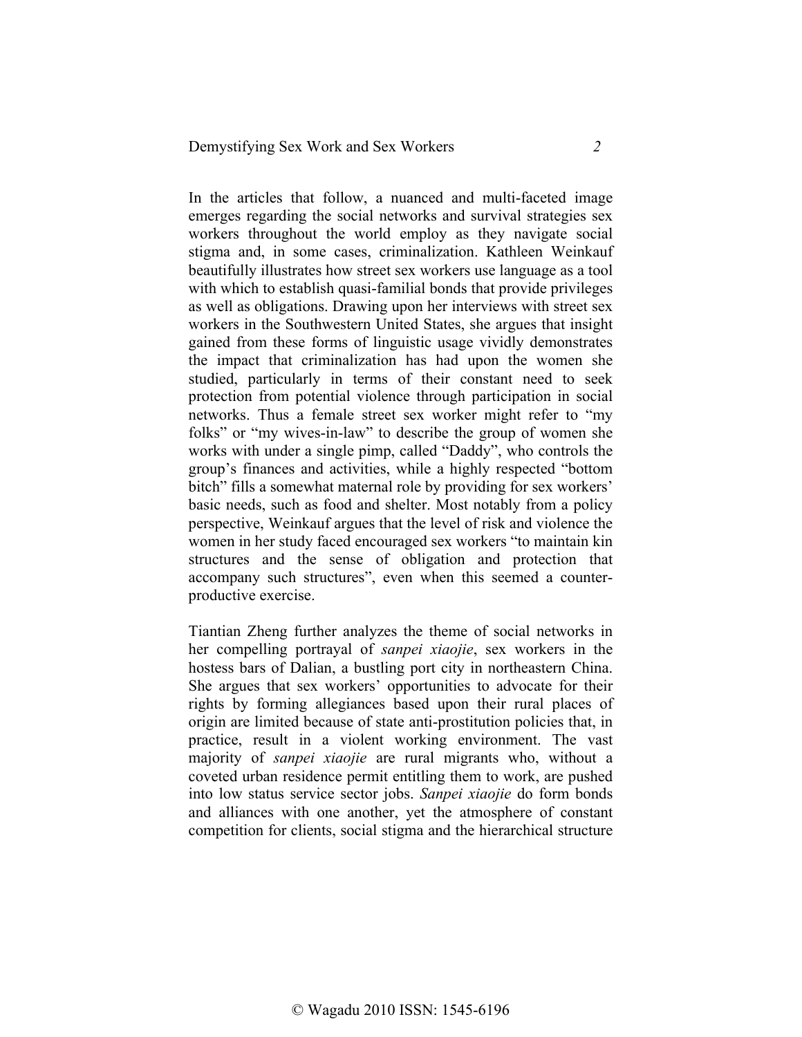In the articles that follow, a nuanced and multi-faceted image emerges regarding the social networks and survival strategies sex workers throughout the world employ as they navigate social stigma and, in some cases, criminalization. Kathleen Weinkauf beautifully illustrates how street sex workers use language as a tool with which to establish quasi-familial bonds that provide privileges as well as obligations. Drawing upon her interviews with street sex workers in the Southwestern United States, she argues that insight gained from these forms of linguistic usage vividly demonstrates the impact that criminalization has had upon the women she studied, particularly in terms of their constant need to seek protection from potential violence through participation in social networks. Thus a female street sex worker might refer to "my folks" or "my wives-in-law" to describe the group of women she works with under a single pimp, called "Daddy", who controls the group's finances and activities, while a highly respected "bottom bitch" fills a somewhat maternal role by providing for sex workers' basic needs, such as food and shelter. Most notably from a policy perspective, Weinkauf argues that the level of risk and violence the women in her study faced encouraged sex workers "to maintain kin structures and the sense of obligation and protection that accompany such structures", even when this seemed a counter-productive exercise.

Tiantian Zheng further analyzes the theme of social networks in her compelling portrayal of *sanpei xiaojie*, sex workers in the hostess bars of Dalian, a bustling port city in northeastern China. She argues that sex workers' opportunities to advocate for their rights by forming allegiances based upon their rural places of origin are limited because of state anti-prostitution policies that, in practice, result in a violent working environment. The vast majority of *sanpei xiaojie* are rural migrants who, without a coveted urban residence permit entitling them to work, are pushed into low status service sector jobs. *Sanpei xiaojie* do form bonds and alliances with one another, yet the atmosphere of constant competition for clients, social stigma and the hierarchical structure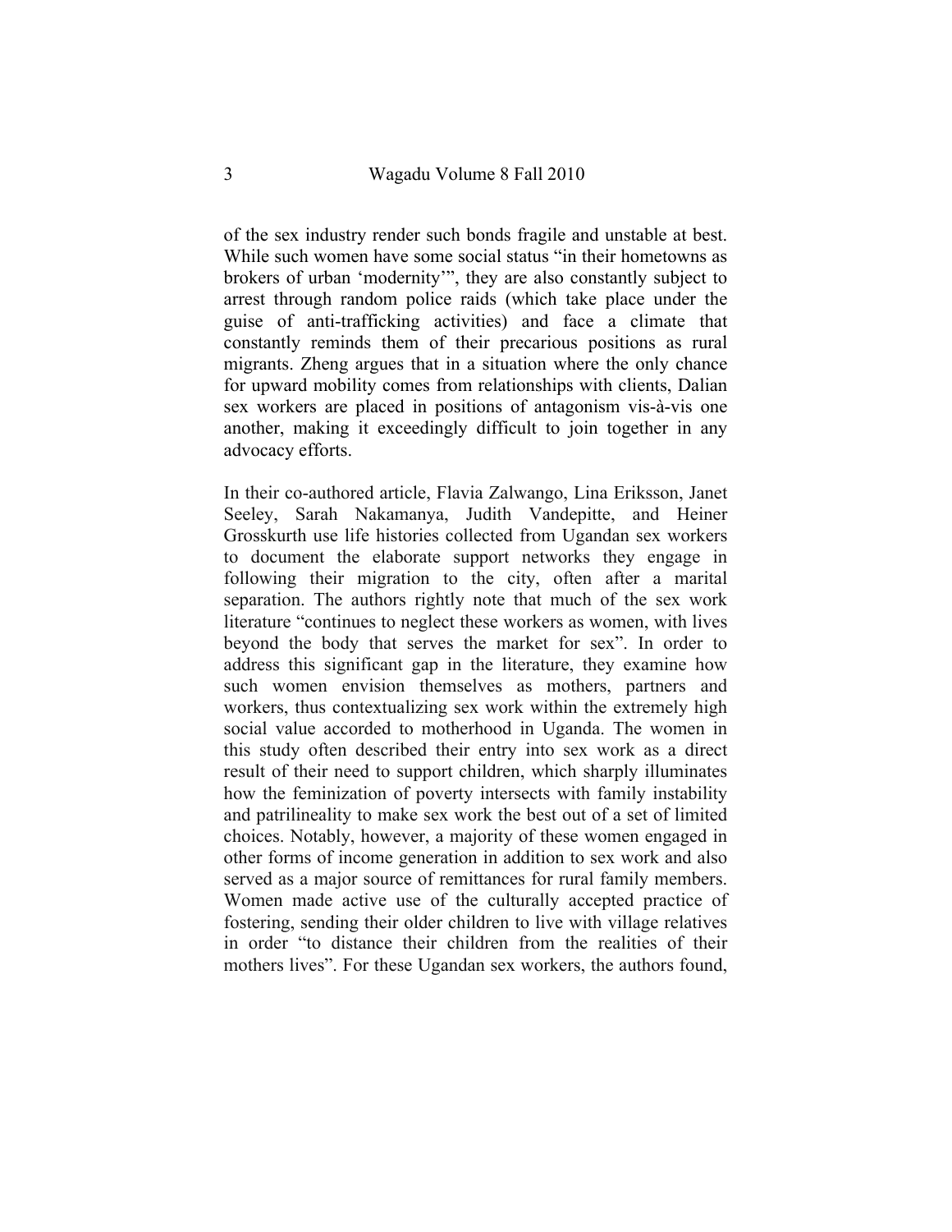of the sex industry render such bonds fragile and unstable at best. While such women have some social status "in their hometowns as brokers of urban 'modernity'", they are also constantly subject to arrest through random police raids (which take place under the guise of anti-trafficking activities) and face a climate that constantly reminds them of their precarious positions as rural migrants. Zheng argues that in a situation where the only chance for upward mobility comes from relationships with clients, Dalian sex workers are placed in positions of antagonism vis-à-vis one another, making it exceedingly difficult to join together in any advocacy efforts.

In their co-authored article, Flavia Zalwango, Lina Eriksson, Janet Seeley, Sarah Nakamanya, Judith Vandepitte, and Heiner Grosskurth use life histories collected from Ugandan sex workers to document the elaborate support networks they engage in following their migration to the city, often after a marital separation. The authors rightly note that much of the sex work literature "continues to neglect these workers as women, with lives beyond the body that serves the market for sex". In order to address this significant gap in the literature, they examine how such women envision themselves as mothers, partners and workers, thus contextualizing sex work within the extremely high social value accorded to motherhood in Uganda. The women in this study often described their entry into sex work as a direct result of their need to support children, which sharply illuminates how the feminization of poverty intersects with family instability and patrilineality to make sex work the best out of a set of limited choices. Notably, however, a majority of these women engaged in other forms of income generation in addition to sex work and also served as a major source of remittances for rural family members. Women made active use of the culturally accepted practice of fostering, sending their older children to live with village relatives in order "to distance their children from the realities of their mothers lives". For these Ugandan sex workers, the authors found,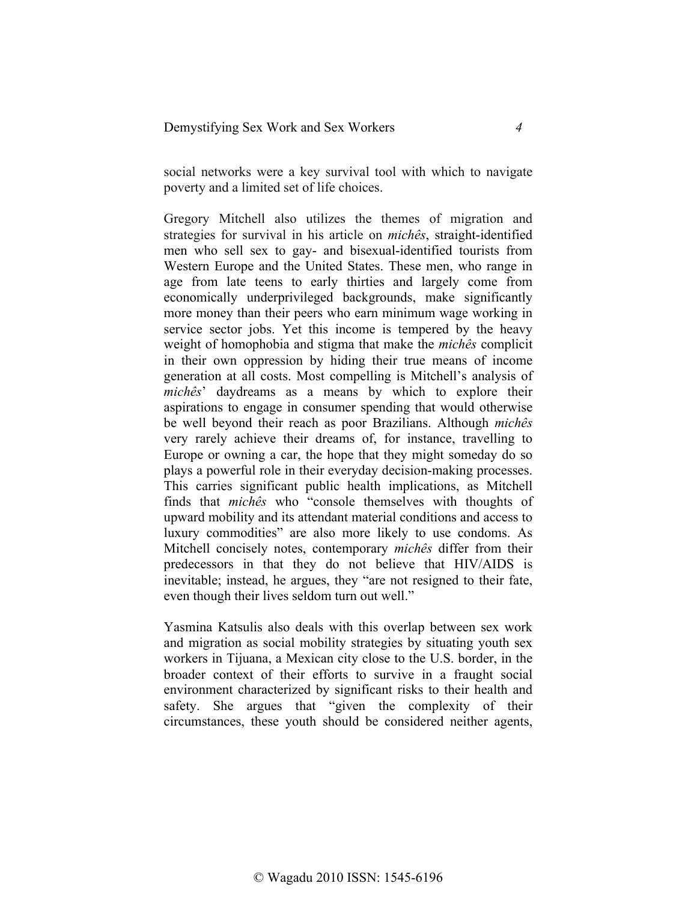social networks were a key survival tool with which to navigate poverty and a limited set of life choices.

Gregory Mitchell also utilizes the themes of migration and strategies for survival in his article on *michês*, straight-identified men who sell sex to gay- and bisexual-identified tourists from Western Europe and the United States. These men, who range in age from late teens to early thirties and largely come from economically underprivileged backgrounds, make significantly more money than their peers who earn minimum wage working in service sector jobs. Yet this income is tempered by the heavy weight of homophobia and stigma that make the *michês* complicit in their own oppression by hiding their true means of income generation at all costs. Most compelling is Mitchell's analysis of *michês*' daydreams as a means by which to explore their aspirations to engage in consumer spending that would otherwise be well beyond their reach as poor Brazilians. Although *michês* very rarely achieve their dreams of, for instance, travelling to Europe or owning a car, the hope that they might someday do so plays a powerful role in their everyday decision-making processes. This carries significant public health implications, as Mitchell finds that *michês* who "console themselves with thoughts of upward mobility and its attendant material conditions and access to luxury commodities" are also more likely to use condoms. As Mitchell concisely notes, contemporary *michês* differ from their predecessors in that they do not believe that HIV/AIDS is inevitable; instead, he argues, they "are not resigned to their fate, even though their lives seldom turn out well."

Yasmina Katsulis also deals with this overlap between sex work and migration as social mobility strategies by situating youth sex workers in Tijuana, a Mexican city close to the U.S. border, in the broader context of their efforts to survive in a fraught social environment characterized by significant risks to their health and safety. She argues that "given the complexity of their circumstances, these youth should be considered neither agents,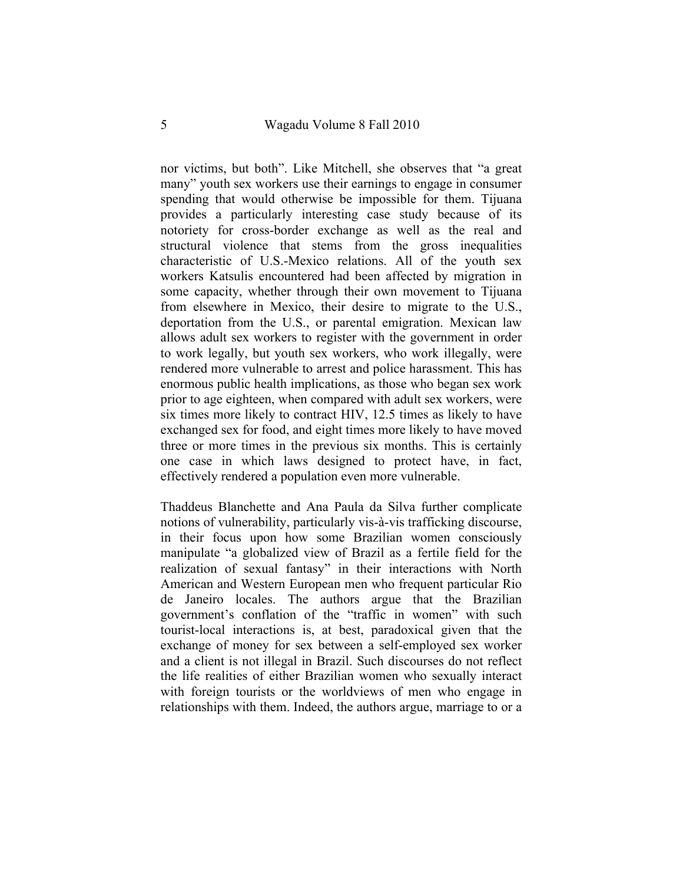nor victims, but both". Like Mitchell, she observes that "a great many" youth sex workers use their earnings to engage in consumer spending that would otherwise be impossible for them. Tijuana provides a particularly interesting case study because of its notoriety for cross-border exchange as well as the real and structural violence that stems from the gross inequalities characteristic of U.S.-Mexico relations. All of the youth sex workers Katsulis encountered had been affected by migration in some capacity, whether through their own movement to Tijuana from elsewhere in Mexico, their desire to migrate to the U.S., deportation from the U.S., or parental emigration. Mexican law allows adult sex workers to register with the government in order to work legally, but youth sex workers, who work illegally, were rendered more vulnerable to arrest and police harassment. This has enormous public health implications, as those who began sex work prior to age eighteen, when compared with adult sex workers, were six times more likely to contract HIV, 12.5 times as likely to have exchanged sex for food, and eight times more likely to have moved three or more times in the previous six months. This is certainly one case in which laws designed to protect have, in fact, effectively rendered a population even more vulnerable.

Thaddeus Blanchette and Ana Paula da Silva further complicate notions of vulnerability, particularly vis-à-vis trafficking discourse, in their focus upon how some Brazilian women consciously manipulate "a globalized view of Brazil as a fertile field for the realization of sexual fantasy" in their interactions with North American and Western European men who frequent particular Rio de Janeiro locales. The authors argue that the Brazilian government's conflation of the "traffic in women" with such tourist-local interactions is, at best, paradoxical given that the exchange of money for sex between a self-employed sex worker and a client is not illegal in Brazil. Such discourses do not reflect the life realities of either Brazilian women who sexually interact with foreign tourists or the worldviews of men who engage in relationships with them. Indeed, the authors argue, marriage to or a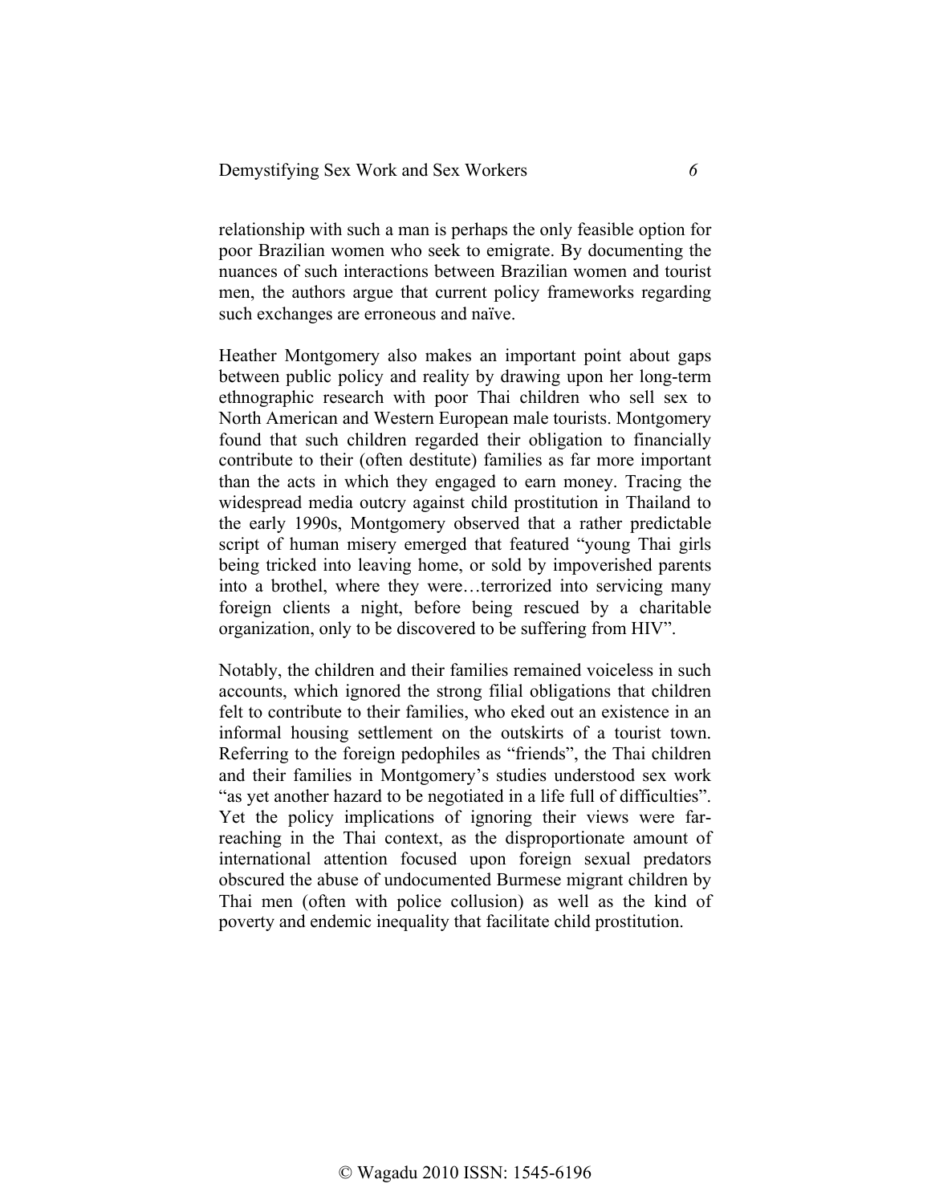relationship with such a man is perhaps the only feasible option for poor Brazilian women who seek to emigrate. By documenting the nuances of such interactions between Brazilian women and tourist men, the authors argue that current policy frameworks regarding such exchanges are erroneous and naïve.

Heather Montgomery also makes an important point about gaps between public policy and reality by drawing upon her long-term ethnographic research with poor Thai children who sell sex to North American and Western European male tourists. Montgomery found that such children regarded their obligation to financially contribute to their (often destitute) families as far more important than the acts in which they engaged to earn money. Tracing the widespread media outcry against child prostitution in Thailand to the early 1990s, Montgomery observed that a rather predictable script of human misery emerged that featured "young Thai girls being tricked into leaving home, or sold by impoverished parents into a brothel, where they were…terrorized into servicing many foreign clients a night, before being rescued by a charitable organization, only to be discovered to be suffering from HIV".

Notably, the children and their families remained voiceless in such accounts, which ignored the strong filial obligations that children felt to contribute to their families, who eked out an existence in an informal housing settlement on the outskirts of a tourist town. Referring to the foreign pedophiles as "friends", the Thai children and their families in Montgomery's studies understood sex work "as yet another hazard to be negotiated in a life full of difficulties". Yet the policy implications of ignoring their views were far-reaching in the Thai context, as the disproportionate amount of international attention focused upon foreign sexual predators obscured the abuse of undocumented Burmese migrant children by Thai men (often with police collusion) as well as the kind of poverty and endemic inequality that facilitate child prostitution.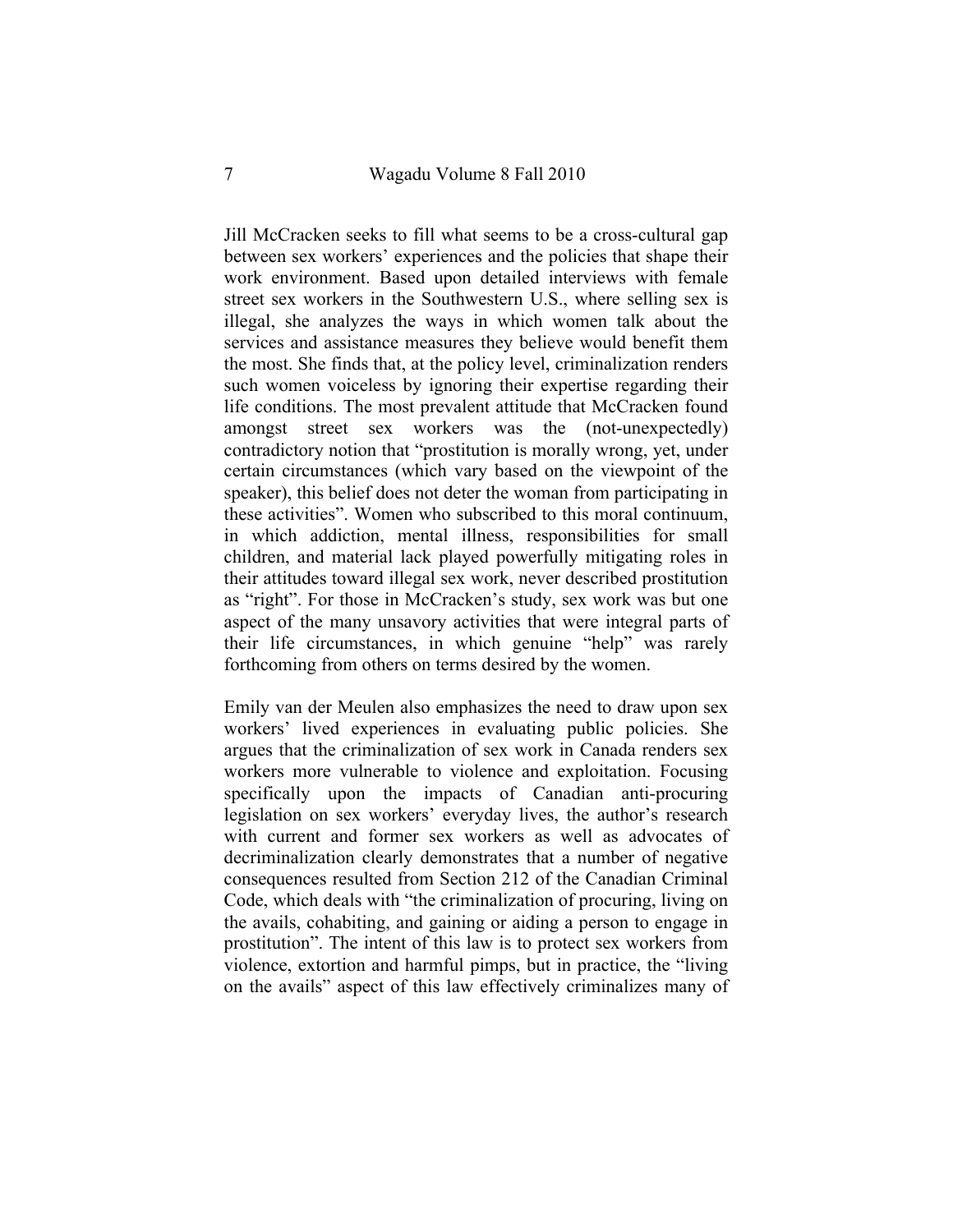Jill McCracken seeks to fill what seems to be a cross-cultural gap between sex workers' experiences and the policies that shape their work environment. Based upon detailed interviews with female street sex workers in the Southwestern U.S., where selling sex is illegal, she analyzes the ways in which women talk about the services and assistance measures they believe would benefit them the most. She finds that, at the policy level, criminalization renders such women voiceless by ignoring their expertise regarding their life conditions. The most prevalent attitude that McCracken found amongst street sex workers was the (not-unexpectedly) contradictory notion that "prostitution is morally wrong, yet, under certain circumstances (which vary based on the viewpoint of the speaker), this belief does not deter the woman from participating in these activities". Women who subscribed to this moral continuum, in which addiction, mental illness, responsibilities for small children, and material lack played powerfully mitigating roles in their attitudes toward illegal sex work, never described prostitution as "right". For those in McCracken's study, sex work was but one aspect of the many unsavory activities that were integral parts of their life circumstances, in which genuine "help" was rarely forthcoming from others on terms desired by the women.

Emily van der Meulen also emphasizes the need to draw upon sex workers' lived experiences in evaluating public policies. She argues that the criminalization of sex work in Canada renders sex workers more vulnerable to violence and exploitation. Focusing specifically upon the impacts of Canadian anti-procuring legislation on sex workers' everyday lives, the author's research with current and former sex workers as well as advocates of decriminalization clearly demonstrates that a number of negative consequences resulted from Section 212 of the Canadian Criminal Code, which deals with "the criminalization of procuring, living on the avails, cohabiting, and gaining or aiding a person to engage in prostitution". The intent of this law is to protect sex workers from violence, extortion and harmful pimps, but in practice, the "living on the avails" aspect of this law effectively criminalizes many of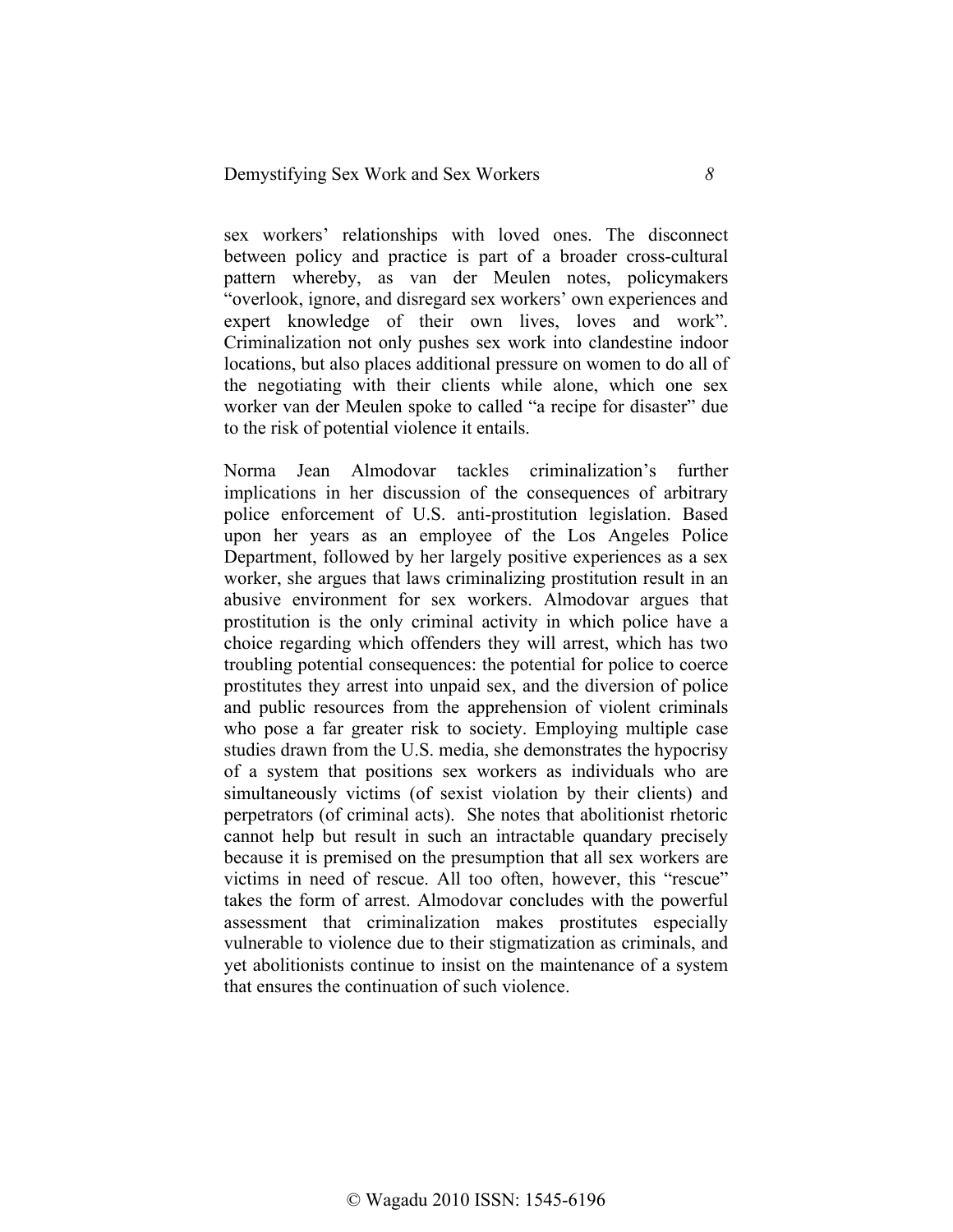sex workers' relationships with loved ones. The disconnect between policy and practice is part of a broader cross-cultural pattern whereby, as van der Meulen notes, policymakers "overlook, ignore, and disregard sex workers' own experiences and expert knowledge of their own lives, loves and work". Criminalization not only pushes sex work into clandestine indoor locations, but also places additional pressure on women to do all of the negotiating with their clients while alone, which one sex worker van der Meulen spoke to called "a recipe for disaster" due to the risk of potential violence it entails.

Norma Jean Almodovar tackles criminalization's further implications in her discussion of the consequences of arbitrary police enforcement of U.S. anti-prostitution legislation. Based upon her years as an employee of the Los Angeles Police Department, followed by her largely positive experiences as a sex worker, she argues that laws criminalizing prostitution result in an abusive environment for sex workers. Almodovar argues that prostitution is the only criminal activity in which police have a choice regarding which offenders they will arrest, which has two troubling potential consequences: the potential for police to coerce prostitutes they arrest into unpaid sex, and the diversion of police and public resources from the apprehension of violent criminals who pose a far greater risk to society. Employing multiple case studies drawn from the U.S. media, she demonstrates the hypocrisy of a system that positions sex workers as individuals who are simultaneously victims (of sexist violation by their clients) and perpetrators (of criminal acts). She notes that abolitionist rhetoric cannot help but result in such an intractable quandary precisely because it is premised on the presumption that all sex workers are victims in need of rescue. All too often, however, this "rescue" takes the form of arrest. Almodovar concludes with the powerful assessment that criminalization makes prostitutes especially vulnerable to violence due to their stigmatization as criminals, and yet abolitionists continue to insist on the maintenance of a system that ensures the continuation of such violence.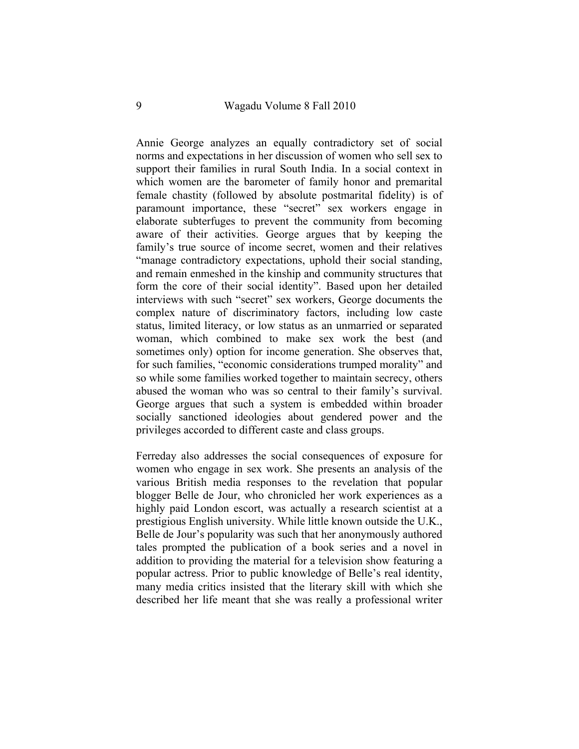Annie George analyzes an equally contradictory set of social norms and expectations in her discussion of women who sell sex to support their families in rural South India. In a social context in which women are the barometer of family honor and premarital female chastity (followed by absolute postmarital fidelity) is of paramount importance, these "secret" sex workers engage in elaborate subterfuges to prevent the community from becoming aware of their activities. George argues that by keeping the family's true source of income secret, women and their relatives "manage contradictory expectations, uphold their social standing, and remain enmeshed in the kinship and community structures that form the core of their social identity". Based upon her detailed interviews with such "secret" sex workers, George documents the complex nature of discriminatory factors, including low caste status, limited literacy, or low status as an unmarried or separated woman, which combined to make sex work the best (and sometimes only) option for income generation. She observes that, for such families, "economic considerations trumped morality" and so while some families worked together to maintain secrecy, others abused the woman who was so central to their family's survival. George argues that such a system is embedded within broader socially sanctioned ideologies about gendered power and the privileges accorded to different caste and class groups.

Ferreday also addresses the social consequences of exposure for women who engage in sex work. She presents an analysis of the various British media responses to the revelation that popular blogger Belle de Jour, who chronicled her work experiences as a highly paid London escort, was actually a research scientist at a prestigious English university. While little known outside the U.K., Belle de Jour's popularity was such that her anonymously authored tales prompted the publication of a book series and a novel in addition to providing the material for a television show featuring a popular actress. Prior to public knowledge of Belle's real identity, many media critics insisted that the literary skill with which she described her life meant that she was really a professional writer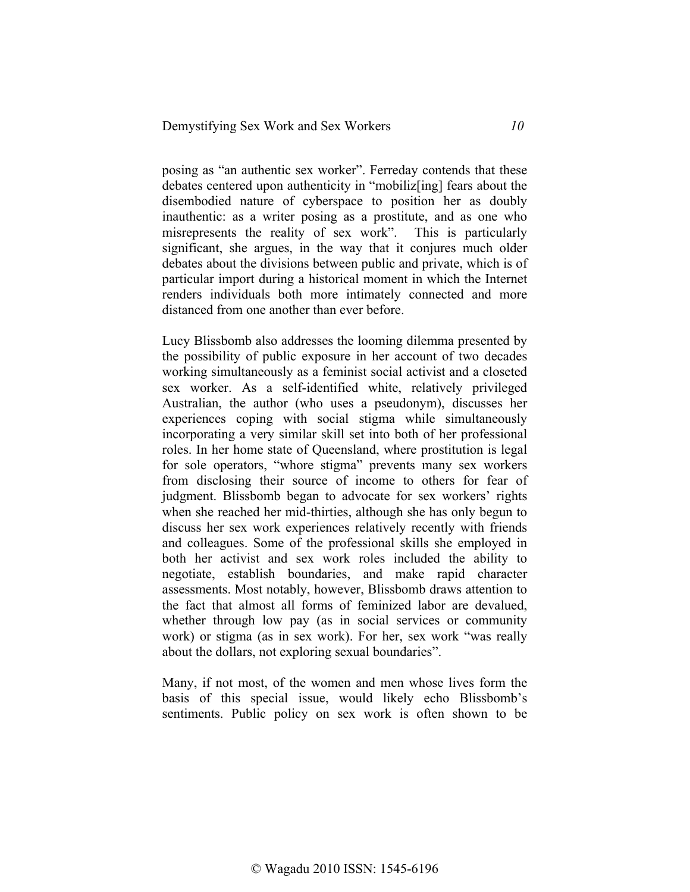posing as "an authentic sex worker". Ferreday contends that these debates centered upon authenticity in "mobiliz[ing] fears about the disembodied nature of cyberspace to position her as doubly inauthentic: as a writer posing as a prostitute, and as one who misrepresents the reality of sex work". This is particularly significant, she argues, in the way that it conjures much older debates about the divisions between public and private, which is of particular import during a historical moment in which the Internet renders individuals both more intimately connected and more distanced from one another than ever before.

Lucy Blissbomb also addresses the looming dilemma presented by the possibility of public exposure in her account of two decades working simultaneously as a feminist social activist and a closeted sex worker. As a self-identified white, relatively privileged Australian, the author (who uses a pseudonym), discusses her experiences coping with social stigma while simultaneously incorporating a very similar skill set into both of her professional roles. In her home state of Queensland, where prostitution is legal for sole operators, "whore stigma" prevents many sex workers from disclosing their source of income to others for fear of judgment. Blissbomb began to advocate for sex workers' rights when she reached her mid-thirties, although she has only begun to discuss her sex work experiences relatively recently with friends and colleagues. Some of the professional skills she employed in both her activist and sex work roles included the ability to negotiate, establish boundaries, and make rapid character assessments. Most notably, however, Blissbomb draws attention to the fact that almost all forms of feminized labor are devalued, whether through low pay (as in social services or community work) or stigma (as in sex work). For her, sex work "was really about the dollars, not exploring sexual boundaries".

Many, if not most, of the women and men whose lives form the basis of this special issue, would likely echo Blissbomb's sentiments. Public policy on sex work is often shown to be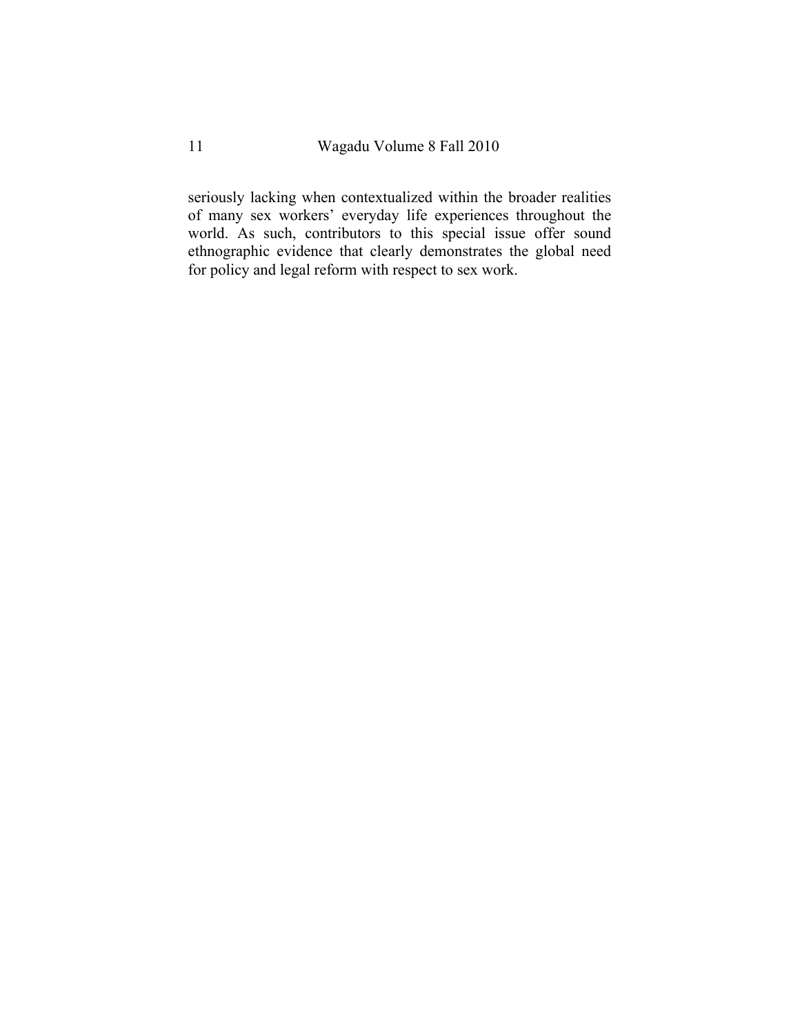seriously lacking when contextualized within the broader realities of many sex workers' everyday life experiences throughout the world. As such, contributors to this special issue offer sound ethnographic evidence that clearly demonstrates the global need for policy and legal reform with respect to sex work.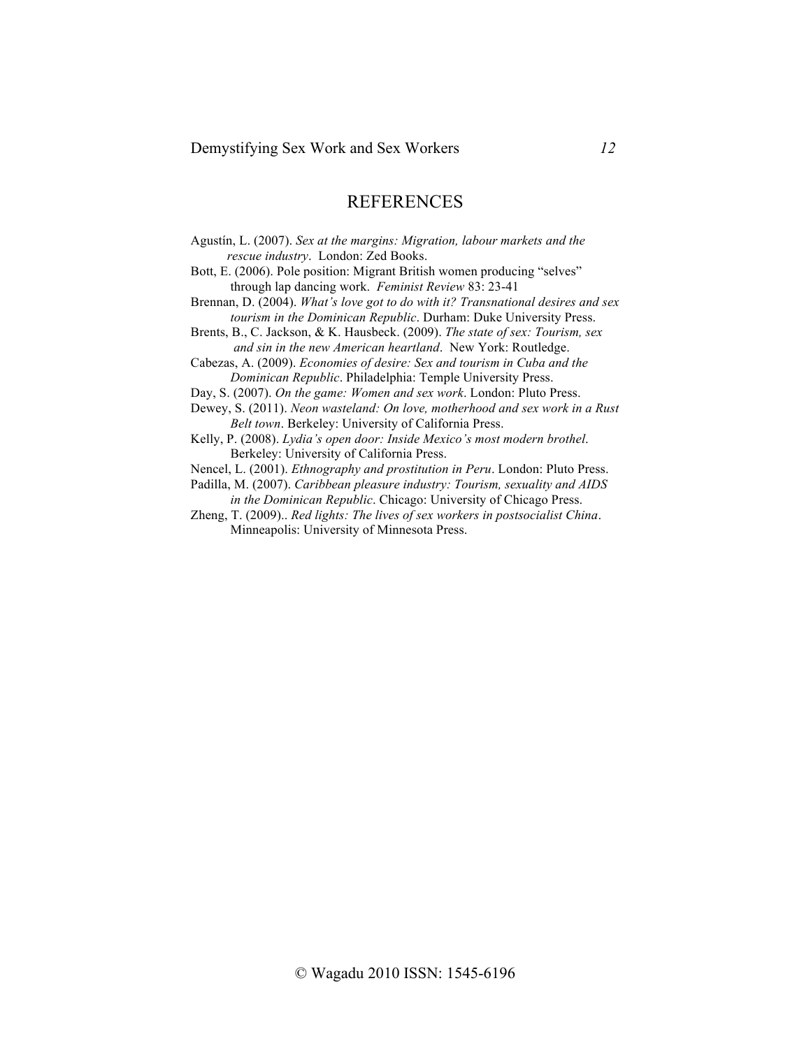# REFERENCES

Agustín, L. (2007). *Sex at the margins: Migration, labour markets and the rescue industry*. London: Zed Books.

Bott, E. (2006). Pole position: Migrant British women producing "selves" through lap dancing work. *Feminist Review* 83: 23-41

Brennan, D. (2004). *What's love got to do with it? Transnational desires and sex tourism in the Dominican Republic*. Durham: Duke University Press.

Brents, B., C. Jackson, & K. Hausbeck. (2009). *The state of sex: Tourism, sex and sin in the new American heartland*. New York: Routledge.

Cabezas, A. (2009). *Economies of desire: Sex and tourism in Cuba and the Dominican Republic*. Philadelphia: Temple University Press.

Day, S. (2007). *On the game: Women and sex work*. London: Pluto Press.

Dewey, S. (2011). *Neon wasteland: On love, motherhood and sex work in a Rust Belt town*. Berkeley: University of California Press.

Kelly, P. (2008). *Lydia's open door: Inside Mexico's most modern brothel*. Berkeley: University of California Press.

Nencel, L. (2001). *Ethnography and prostitution in Peru*. London: Pluto Press.

Padilla, M. (2007). *Caribbean pleasure industry: Tourism, sexuality and AIDS in the Dominican Republic*. Chicago: University of Chicago Press.

Zheng, T. (2009).. *Red lights: The lives of sex workers in postsocialist China*. Minneapolis: University of Minnesota Press.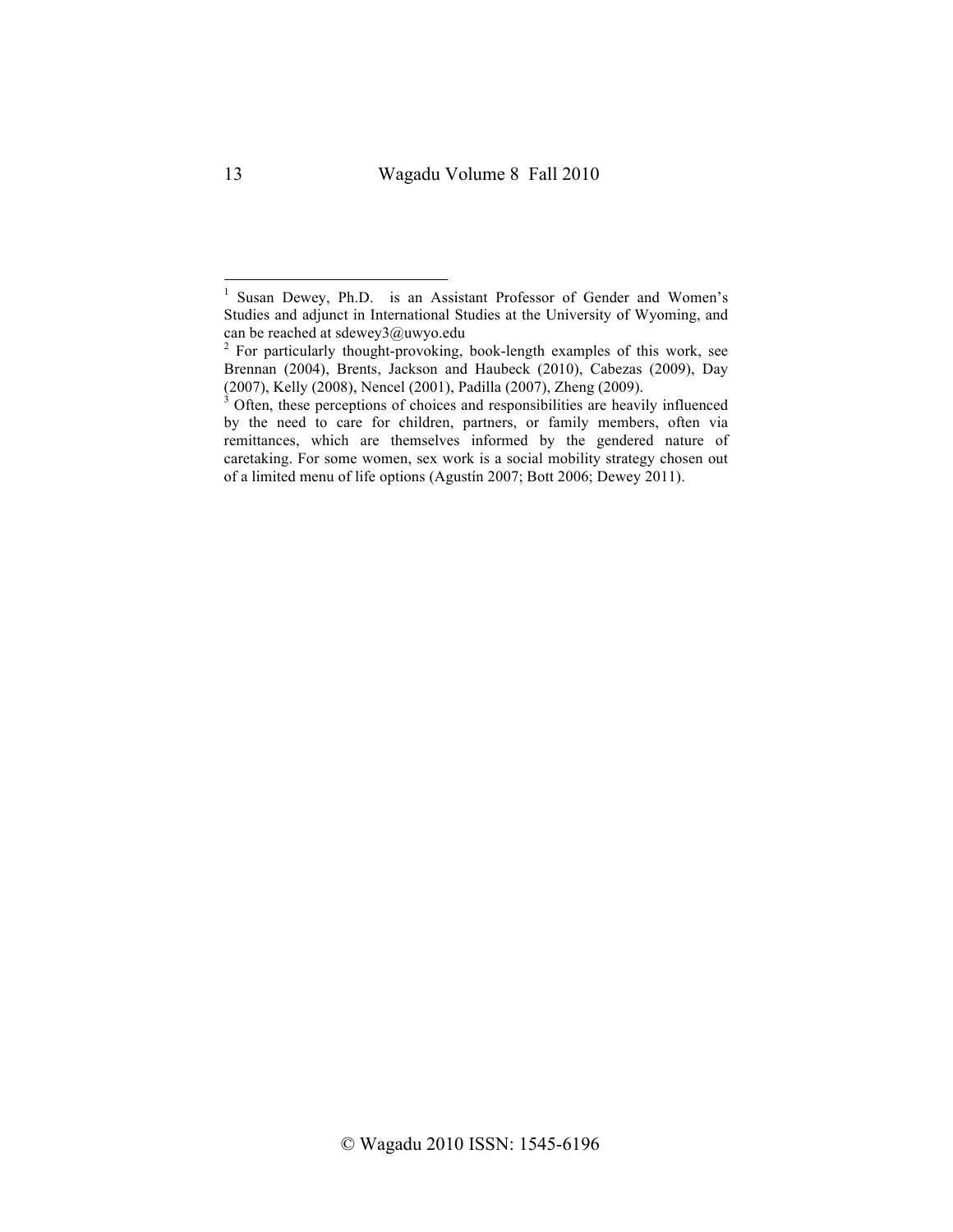[1] Susan Dewey, Ph.D. is an Assistant Professor of Gender and Women's Studies and adjunct in International Studies at the University of Wyoming, and can be reached at sdewey3@uwyo.edu

[2] For particularly thought-provoking, book-length examples of this work, see Brennan (2004), Brents, Jackson and Haubeck (2010), Cabezas (2009), Day (2007), Kelly (2008), Nencel (2001), Padilla (2007), Zheng (2009).

[3] Often, these perceptions of choices and responsibilities are heavily influenced by the need to care for children, partners, or family members, often via remittances, which are themselves informed by the gendered nature of caretaking. For some women, sex work is a social mobility strategy chosen out of a limited menu of life options (Agustín 2007; Bott 2006; Dewey 2011).